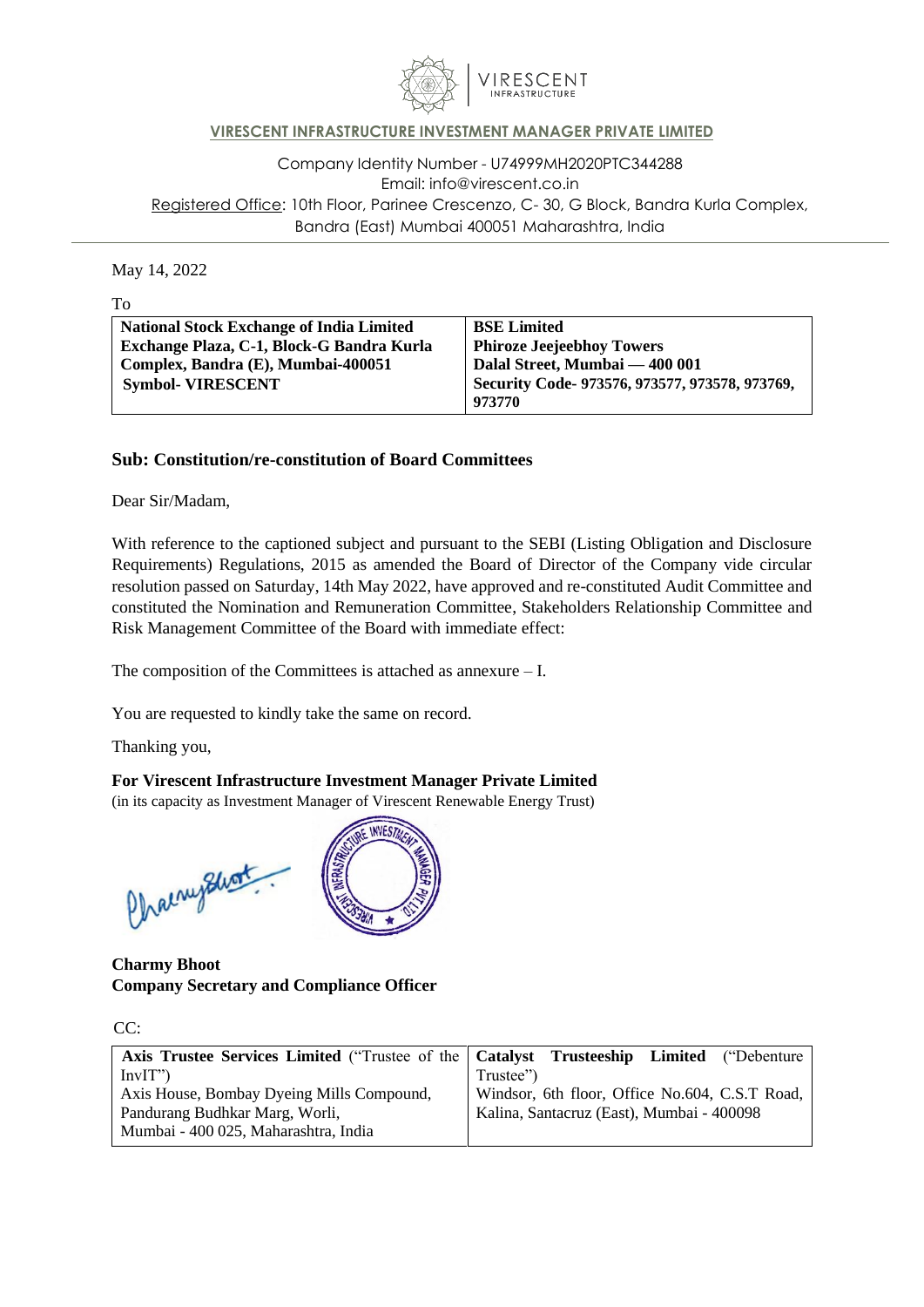**VIRESCENT INFRASTRUCTURE INVESTMENT MANAGER PRIVATE LIMITED**

Company Identity Number - U74999MH2020PTC344288
Email: info@virescent.co.in
Registered Office: 10th Floor, Parinee Crescenzo, C- 30, G Block, Bandra Kurla Complex, Bandra (East) Mumbai 400051 Maharashtra, India

May 14, 2022

To

| **National Stock Exchange of India Limited**<br>**Exchange Plaza, C-1, Block-G Bandra Kurla Complex, Bandra (E), Mumbai-400051**<br>**Symbol- VIRESCENT** | **BSE Limited**<br>**Phiroze Jeejeebhoy Towers**<br>**Dalal Street, Mumbai — 400 001**<br>**Security Code- 973576, 973577, 973578, 973769, 973770** |
|---|---|

**Sub: Constitution/re-constitution of Board Committees**

Dear Sir/Madam,

With reference to the captioned subject and pursuant to the SEBI (Listing Obligation and Disclosure Requirements) Regulations, 2015 as amended the Board of Director of the Company vide circular resolution passed on Saturday, 14th May 2022, have approved and re-constituted Audit Committee and constituted the Nomination and Remuneration Committee, Stakeholders Relationship Committee and Risk Management Committee of the Board with immediate effect:

The composition of the Committees is attached as annexure – I.

You are requested to kindly take the same on record.

Thanking you,

**For Virescent Infrastructure Investment Manager Private Limited**
(in its capacity as Investment Manager of Virescent Renewable Energy Trust)

**Charmy Bhoot**
**Company Secretary and Compliance Officer**

CC:

| **Axis Trustee Services Limited** ("Trustee of the InvIT")<br>Axis House, Bombay Dyeing Mills Compound, Pandurang Budhkar Marg, Worli, Mumbai - 400 025, Maharashtra, India | **Catalyst Trusteeship Limited** ("Debenture Trustee")<br>Windsor, 6th floor, Office No.604, C.S.T Road, Kalina, Santacruz (East), Mumbai - 400098 |
|---|---|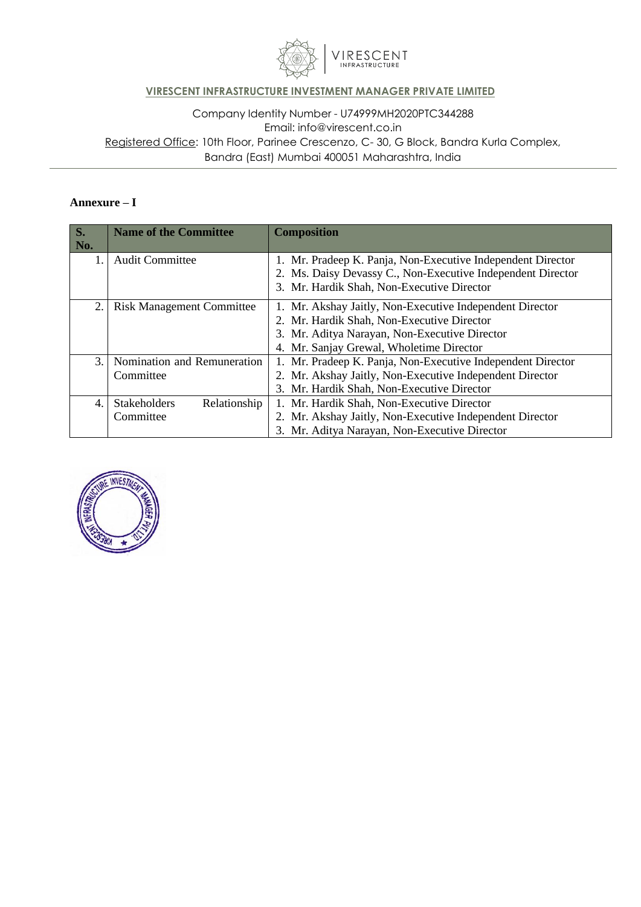**VIRESCENT INFRASTRUCTURE INVESTMENT MANAGER PRIVATE LIMITED**

Company Identity Number - U74999MH2020PTC344288
Email: info@virescent.co.in
Registered Office: 10th Floor, Parinee Crescenzo, C- 30, G Block, Bandra Kurla Complex, Bandra (East) Mumbai 400051 Maharashtra, India

## Annexure – I

| S. No. | Name of the Committee | Composition |
|---|---|---|
| 1. | Audit Committee | 1. Mr. Pradeep K. Panja, Non-Executive Independent Director<br>2. Ms. Daisy Devassy C., Non-Executive Independent Director<br>3. Mr. Hardik Shah, Non-Executive Director |
| 2. | Risk Management Committee | 1. Mr. Akshay Jaitly, Non-Executive Independent Director<br>2. Mr. Hardik Shah, Non-Executive Director<br>3. Mr. Aditya Narayan, Non-Executive Director<br>4. Mr. Sanjay Grewal, Wholetime Director |
| 3. | Nomination and Remuneration Committee | 1. Mr. Pradeep K. Panja, Non-Executive Independent Director<br>2. Mr. Akshay Jaitly, Non-Executive Independent Director<br>3. Mr. Hardik Shah, Non-Executive Director |
| 4. | Stakeholders Relationship Committee | 1. Mr. Hardik Shah, Non-Executive Director<br>2. Mr. Akshay Jaitly, Non-Executive Independent Director<br>3. Mr. Aditya Narayan, Non-Executive Director |